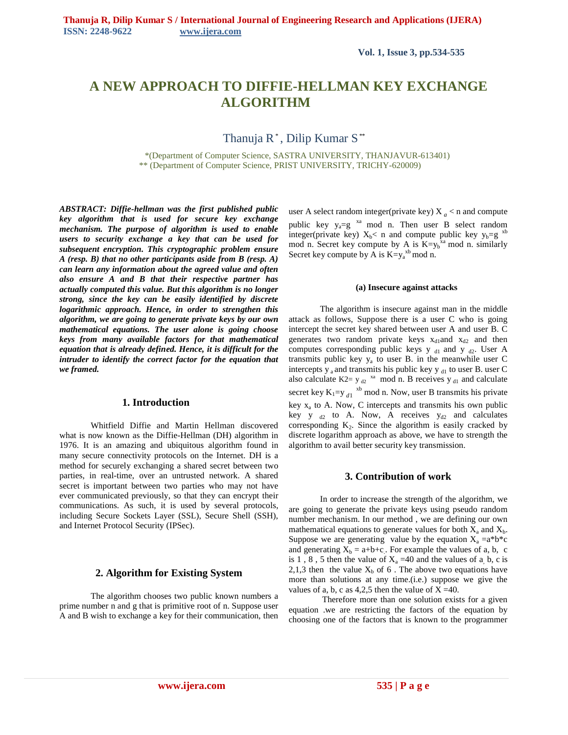# A NEW APPROACH TO DIFFIE-HELLMAN KEY EXCHANGE ALGORITHM

Thanuja R [*], Dilip Kumar S [**]

*(Department of Computer Science, SASTRA UNIVERSITY, THANJAVUR-613401)
** (Department of Computer Science, PRIST UNIVERSITY, TRICHY-620009)

***ABSTRACT: Diffie-hellman was the first published public key algorithm that is used for secure key exchange mechanism. The purpose of algorithm is used to enable users to security exchange a key that can be used for subsequent encryption. This cryptographic problem ensure A (resp. B) that no other participants aside from B (resp. A) can learn any information about the agreed value and often also ensure A and B that their respective partner has actually computed this value. But this algorithm is no longer strong, since the key can be easily identified by discrete logarithmic approach. Hence, in order to strengthen this algorithm, we are going to generate private keys by our own mathematical equations. The user alone is going choose keys from many available factors for that mathematical equation that is already defined. Hence, it is difficult for the intruder to identify the correct factor for the equation that we framed.***

## 1. Introduction

Whitfield Diffie and Martin Hellman discovered what is now known as the Diffie-Hellman (DH) algorithm in 1976. It is an amazing and ubiquitous algorithm found in many secure connectivity protocols on the Internet. DH is a method for securely exchanging a shared secret between two parties, in real-time, over an untrusted network. A shared secret is important between two parties who may not have ever communicated previously, so that they can encrypt their communications. As such, it is used by several protocols, including Secure Sockets Layer (SSL), Secure Shell (SSH), and Internet Protocol Security (IPSec).

## 2. Algorithm for Existing System

The algorithm chooses two public known numbers a prime number n and g that is primitive root of n. Suppose user A and B wish to exchange a key for their communication, then user A select random integer(private key) $X_a < n$ and compute public key $y_a = g^{xa} \bmod n$. Then user B select random integer(private key) $X_b < n$ and compute public key $y_b = g^{xb} \bmod n$. Secret key compute by A is $K = y_b^{xa} \bmod n$. similarly Secret key compute by A is $K = y_a^{xb} \bmod n$.

#### (a) Insecure against attacks

The algorithm is insecure against man in the middle attack as follows, Suppose there is a user C who is going intercept the secret key shared between user A and user B. C generates two random private keys $x_{d1}$and $x_{d2}$ and then computes corresponding public keys $y_{d1}$ and $y_{d2}$. User A transmits public key $y_a$ to user B. in the meanwhile user C intercepts $y_a$ and transmits his public key $y_{d1}$ to user B. user C also calculate $K2 = y_{d2}^{xa} \bmod n$. B receives $y_{d1}$ and calculate secret key $K_1 = y_{d1}^{xb} \bmod n$. Now, user B transmits his private key $x_a$ to A. Now, C intercepts and transmits his own public key $y_{d2}$ to A. Now, A receives $y_{d2}$ and calculates corresponding $K_2$. Since the algorithm is easily cracked by discrete logarithm approach as above, we have to strength the algorithm to avail better security key transmission.

## 3. Contribution of work

In order to increase the strength of the algorithm, we are going to generate the private keys using pseudo random number mechanism. In our method , we are defining our own mathematical equations to generate values for both $X_a$ and $X_b$. Suppose we are generating value by the equation $X_a = a*b*c$ and generating $X_b = a+b+c$. For example the values of a, b, c is 1 , 8 , 5 then the value of $X_a = 40$ and the values of a, b, c is 2,1,3 then the value $X_b$ of 6 . The above two equations have more than solutions at any time.(i.e.) suppose we give the values of a, b, c as 4,2,5 then the value of $X = 40$.

Therefore more than one solution exists for a given equation .we are restricting the factors of the equation by choosing one of the factors that is known to the programmer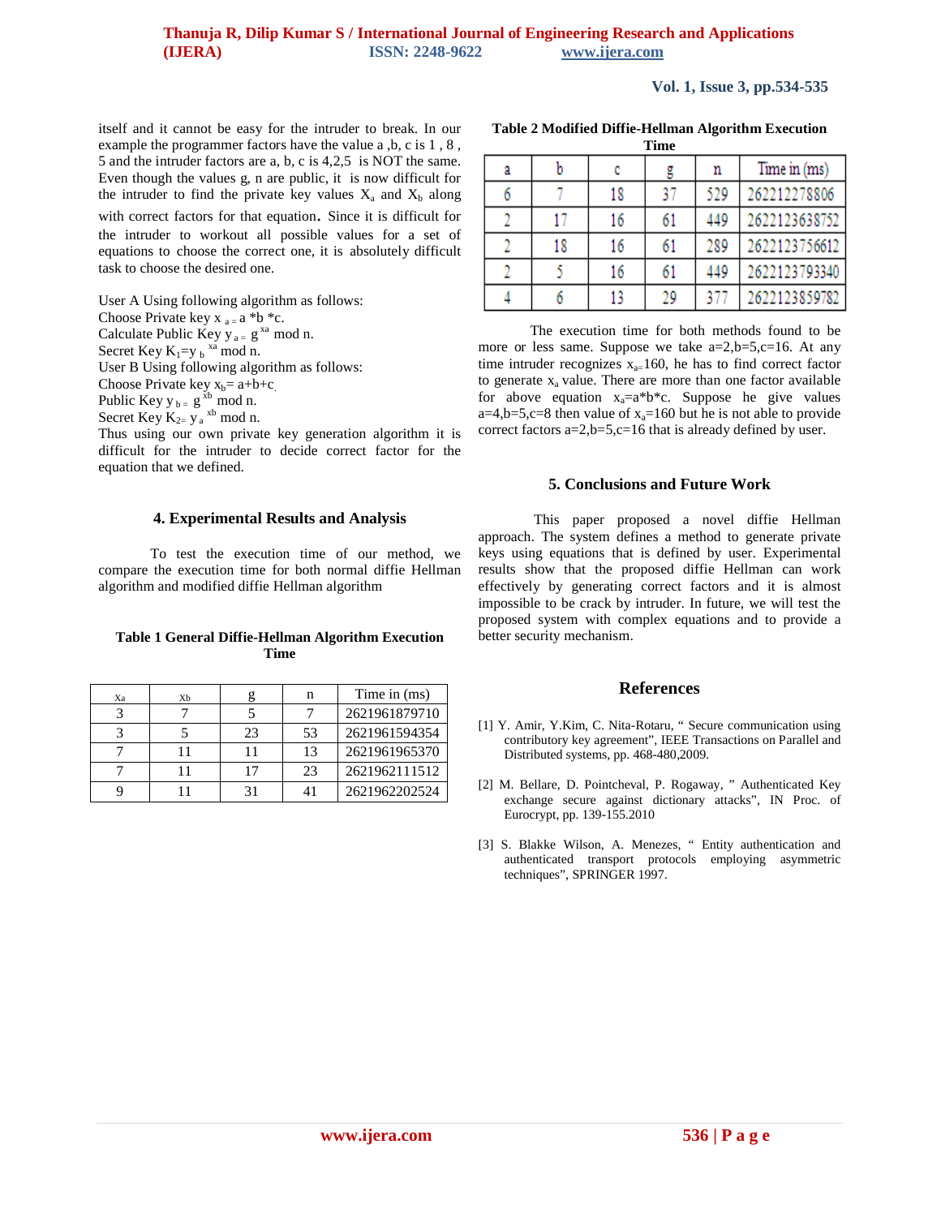itself and it cannot be easy for the intruder to break. In our example the programmer factors have the value a ,b, c is 1 , 8 , 5 and the intruder factors are a, b, c is 4,2,5 is NOT the same. Even though the values g, n are public, it is now difficult for the intruder to find the private key values $X_a$ and $X_b$ along with correct factors for that equation. Since it is difficult for the intruder to workout all possible values for a set of equations to choose the correct one, it is absolutely difficult task to choose the desired one.

User A Using following algorithm as follows:
Choose Private key $x_a = a * b * c$.
Calculate Public Key $y_a = g^{xa} \bmod n$.
Secret Key $K_1 = y_b^{\ xa} \bmod n$.
User B Using following algorithm as follows:
Choose Private key $x_b = a+b+c$.
Public Key $y_b = g^{xb} \bmod n$.
Secret Key $K_2 = y_a^{\ xb} \bmod n$.
Thus using our own private key generation algorithm it is difficult for the intruder to decide correct factor for the equation that we defined.

## 4. Experimental Results and Analysis

To test the execution time of our method, we compare the execution time for both normal diffie Hellman algorithm and modified diffie Hellman algorithm

**Table 1 General Diffie-Hellman Algorithm Execution Time**

| Xa | Xb | g | n | Time in (ms) |
|---|---|---|---|---|
| 3 | 7 | 5 | 7 | 2621961879710 |
| 3 | 5 | 23 | 53 | 2621961594354 |
| 7 | 11 | 11 | 13 | 2621961965370 |
| 7 | 11 | 17 | 23 | 2621962111512 |
| 9 | 11 | 31 | 41 | 2621962202524 |

**Table 2 Modified Diffie-Hellman Algorithm Execution Time**

| a | b | c | g | n | Time in (ms) |
|---|---|---|---|---|---|
| 6 | 7 | 18 | 37 | 529 | 262212278806 |
| 2 | 17 | 16 | 61 | 449 | 2622123638752 |
| 2 | 18 | 16 | 61 | 289 | 2622123756612 |
| 2 | 5 | 16 | 61 | 449 | 2622123793340 |
| 4 | 6 | 13 | 29 | 377 | 2622123859782 |

The execution time for both methods found to be more or less same. Suppose we take a=2,b=5,c=16. At any time intruder recognizes $x_a$=160, he has to find correct factor to generate $x_a$ value. There are more than one factor available for above equation $x_a$=a*b*c. Suppose he give values a=4,b=5,c=8 then value of $x_a$=160 but he is not able to provide correct factors a=2,b=5,c=16 that is already defined by user.

## 5. Conclusions and Future Work

This paper proposed a novel diffie Hellman approach. The system defines a method to generate private keys using equations that is defined by user. Experimental results show that the proposed diffie Hellman can work effectively by generating correct factors and it is almost impossible to be crack by intruder. In future, we will test the proposed system with complex equations and to provide a better security mechanism.

## References

[1] Y. Amir, Y.Kim, C. Nita-Rotaru, " Secure communication using contributory key agreement", IEEE Transactions on Parallel and Distributed systems, pp. 468-480,2009.

[2] M. Bellare, D. Pointcheval, P. Rogaway, " Authenticated Key exchange secure against dictionary attacks", IN Proc. of Eurocrypt, pp. 139-155.2010

[3] S. Blakke Wilson, A. Menezes, " Entity authentication and authenticated transport protocols employing asymmetric techniques", SPRINGER 1997.